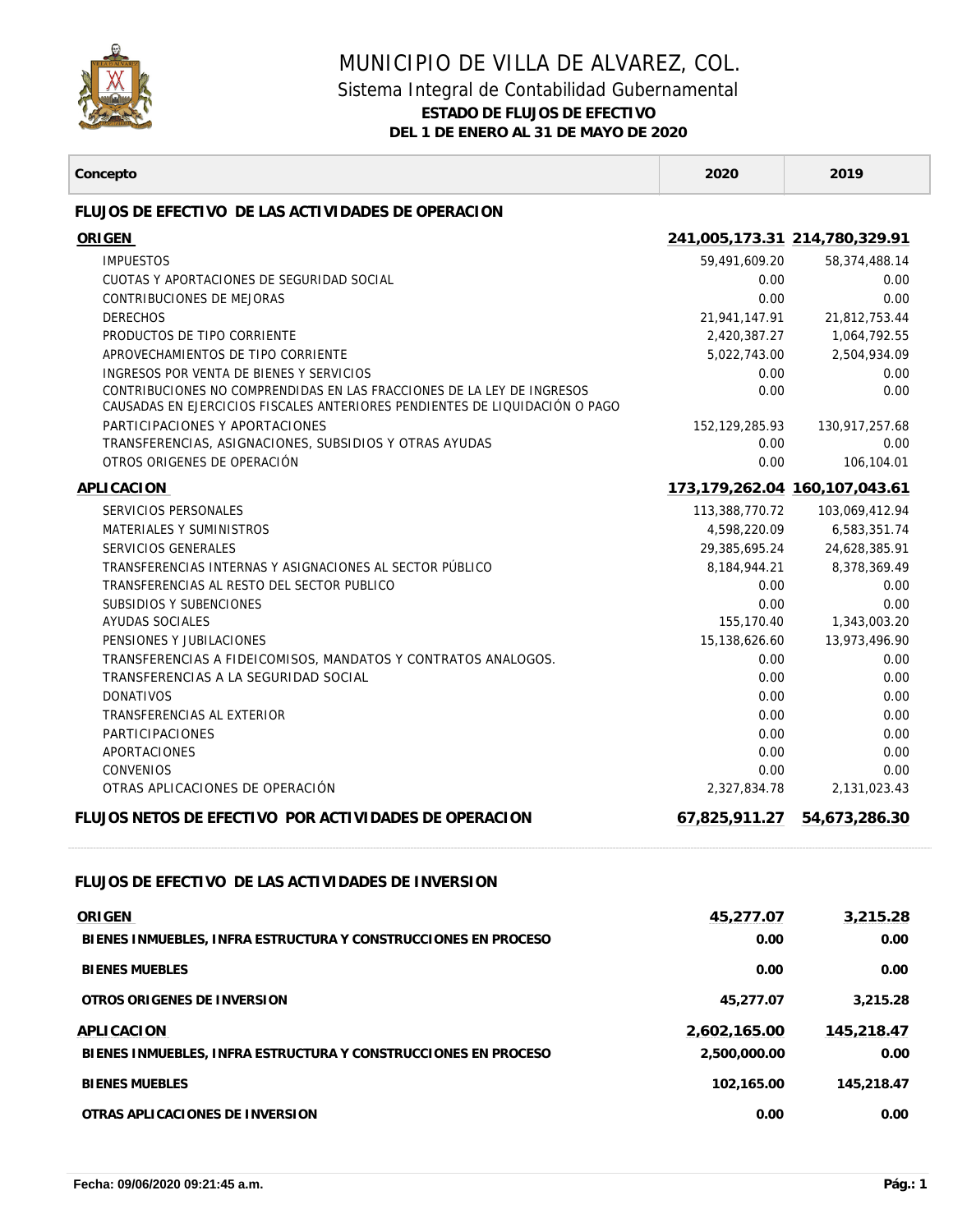# MUNICIPIO DE VILLA DE ALVAREZ, COL.

## Sistema Integral de Contabilidad Gubernamental

**ESTADO DE FLUJOS DE EFECTIVO**

**DEL 1 DE ENERO AL 31 DE MAYO DE 2020**

| Concepto | 2020 | 2019 |
|---|---|---|
| **FLUJOS DE EFECTIVO DE LAS ACTIVIDADES DE OPERACION** | | |
| **ORIGEN** | **241,005,173.31** | **214,780,329.91** |
| IMPUESTOS | 59,491,609.20 | 58,374,488.14 |
| CUOTAS Y APORTACIONES DE SEGURIDAD SOCIAL | 0.00 | 0.00 |
| CONTRIBUCIONES DE MEJORAS | 0.00 | 0.00 |
| DERECHOS | 21,941,147.91 | 21,812,753.44 |
| PRODUCTOS DE TIPO CORRIENTE | 2,420,387.27 | 1,064,792.55 |
| APROVECHAMIENTOS DE TIPO CORRIENTE | 5,022,743.00 | 2,504,934.09 |
| INGRESOS POR VENTA DE BIENES Y SERVICIOS | 0.00 | 0.00 |
| CONTRIBUCIONES NO COMPRENDIDAS EN LAS FRACCIONES DE LA LEY DE INGRESOS CAUSADAS EN EJERCICIOS FISCALES ANTERIORES PENDIENTES DE LIQUIDACIÓN O PAGO | 0.00 | 0.00 |
| PARTICIPACIONES Y APORTACIONES | 152,129,285.93 | 130,917,257.68 |
| TRANSFERENCIAS, ASIGNACIONES, SUBSIDIOS Y OTRAS AYUDAS | 0.00 | 0.00 |
| OTROS ORIGENES DE OPERACIÓN | 0.00 | 106,104.01 |
| **APLICACION** | **173,179,262.04** | **160,107,043.61** |
| SERVICIOS PERSONALES | 113,388,770.72 | 103,069,412.94 |
| MATERIALES Y SUMINISTROS | 4,598,220.09 | 6,583,351.74 |
| SERVICIOS GENERALES | 29,385,695.24 | 24,628,385.91 |
| TRANSFERENCIAS INTERNAS Y ASIGNACIONES AL SECTOR PÚBLICO | 8,184,944.21 | 8,378,369.49 |
| TRANSFERENCIAS AL RESTO DEL SECTOR PUBLICO | 0.00 | 0.00 |
| SUBSIDIOS Y SUBENCIONES | 0.00 | 0.00 |
| AYUDAS SOCIALES | 155,170.40 | 1,343,003.20 |
| PENSIONES Y JUBILACIONES | 15,138,626.60 | 13,973,496.90 |
| TRANSFERENCIAS A FIDEICOMISOS, MANDATOS Y CONTRATOS ANALOGOS. | 0.00 | 0.00 |
| TRANSFERENCIAS A LA SEGURIDAD SOCIAL | 0.00 | 0.00 |
| DONATIVOS | 0.00 | 0.00 |
| TRANSFERENCIAS AL EXTERIOR | 0.00 | 0.00 |
| PARTICIPACIONES | 0.00 | 0.00 |
| APORTACIONES | 0.00 | 0.00 |
| CONVENIOS | 0.00 | 0.00 |
| OTRAS APLICACIONES DE OPERACIÓN | 2,327,834.78 | 2,131,023.43 |
| **FLUJOS NETOS DE EFECTIVO POR ACTIVIDADES DE OPERACION** | **67,825,911.27** | **54,673,286.30** |
| **FLUJOS DE EFECTIVO DE LAS ACTIVIDADES DE INVERSION** | | |
| **ORIGEN** | **45,277.07** | **3,215.28** |
| **BIENES INMUEBLES, INFRA ESTRUCTURA Y CONSTRUCCIONES EN PROCESO** | **0.00** | **0.00** |
| **BIENES MUEBLES** | **0.00** | **0.00** |
| **OTROS ORIGENES DE INVERSION** | **45,277.07** | **3,215.28** |
| **APLICACION** | **2,602,165.00** | **145,218.47** |
| **BIENES INMUEBLES, INFRA ESTRUCTURA Y CONSTRUCCIONES EN PROCESO** | **2,500,000.00** | **0.00** |
| **BIENES MUEBLES** | **102,165.00** | **145,218.47** |
| **OTRAS APLICACIONES DE INVERSION** | **0.00** | **0.00** |

**Fecha: 09/06/2020 09:21:45 a.m.**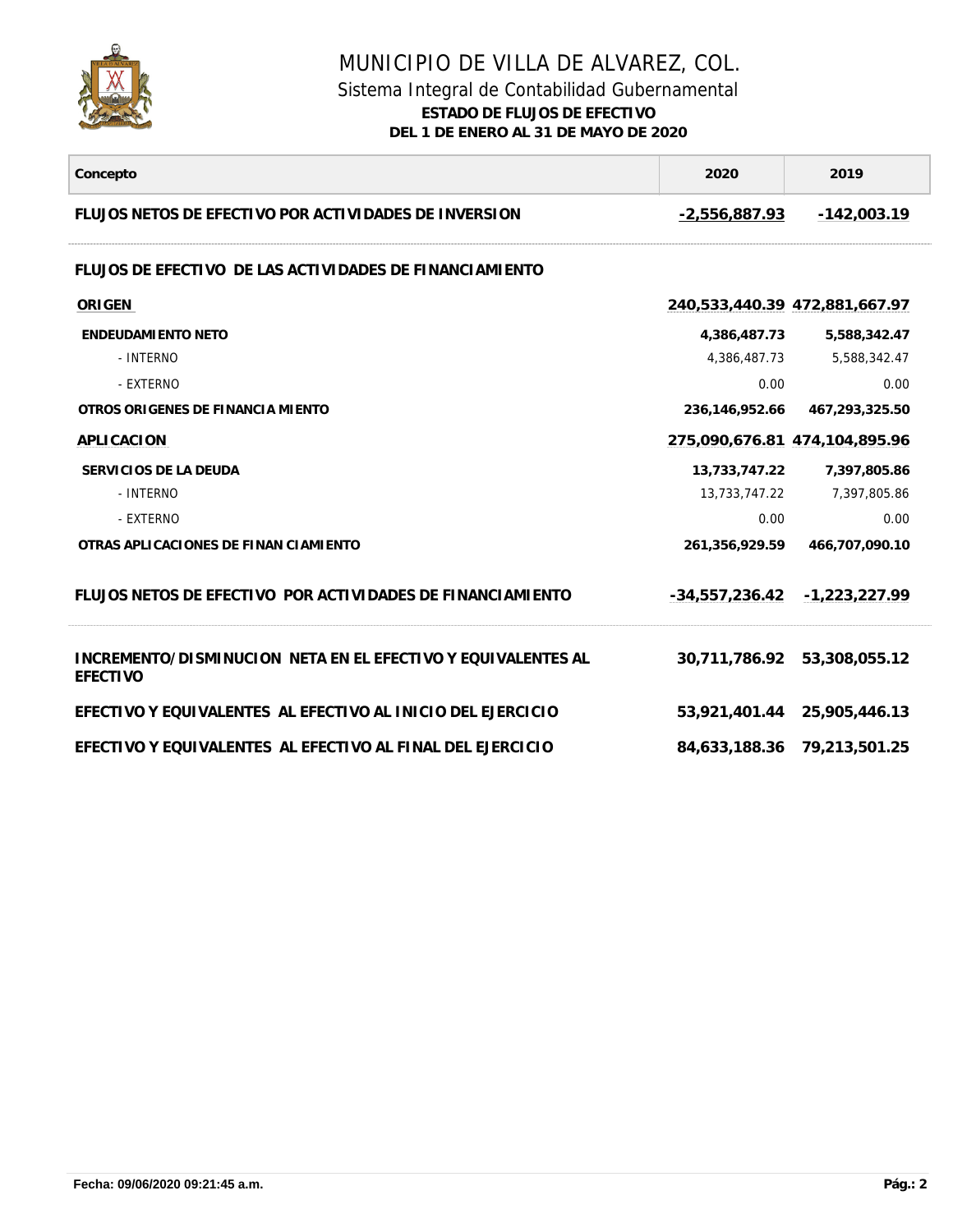# MUNICIPIO DE VILLA DE ALVAREZ, COL.

## Sistema Integral de Contabilidad Gubernamental

**ESTADO DE FLUJOS DE EFECTIVO**

**DEL 1 DE ENERO AL 31 DE MAYO DE 2020**

| Concepto | 2020 | 2019 |
|---|---|---|
| **FLUJOS NETOS DE EFECTIVO POR ACTIVIDADES DE INVERSION** | **-2,556,887.93** | **-142,003.19** |
| **FLUJOS DE EFECTIVO DE LAS ACTIVIDADES DE FINANCIAMIENTO** | | |
| **ORIGEN** | **240,533,440.39** | **472,881,667.97** |
| **ENDEUDAMIENTO NETO** | **4,386,487.73** | **5,588,342.47** |
| - INTERNO | 4,386,487.73 | 5,588,342.47 |
| - EXTERNO | 0.00 | 0.00 |
| **OTROS ORIGENES DE FINANCIA MIENTO** | **236,146,952.66** | **467,293,325.50** |
| **APLICACION** | **275,090,676.81** | **474,104,895.96** |
| **SERVICIOS DE LA DEUDA** | **13,733,747.22** | **7,397,805.86** |
| - INTERNO | 13,733,747.22 | 7,397,805.86 |
| - EXTERNO | 0.00 | 0.00 |
| **OTRAS APLICACIONES DE FINAN CIAMIENTO** | **261,356,929.59** | **466,707,090.10** |
| **FLUJOS NETOS DE EFECTIVO POR ACTIVIDADES DE FINANCIAMIENTO** | **-34,557,236.42** | **-1,223,227.99** |
| **INCREMENTO/DISMINUCION NETA EN EL EFECTIVO Y EQUIVALENTES AL EFECTIVO** | **30,711,786.92** | **53,308,055.12** |
| **EFECTIVO Y EQUIVALENTES AL EFECTIVO AL INICIO DEL EJERCICIO** | **53,921,401.44** | **25,905,446.13** |
| **EFECTIVO Y EQUIVALENTES AL EFECTIVO AL FINAL DEL EJERCICIO** | **84,633,188.36** | **79,213,501.25** |

**Fecha: 09/06/2020 09:21:45 a.m.**